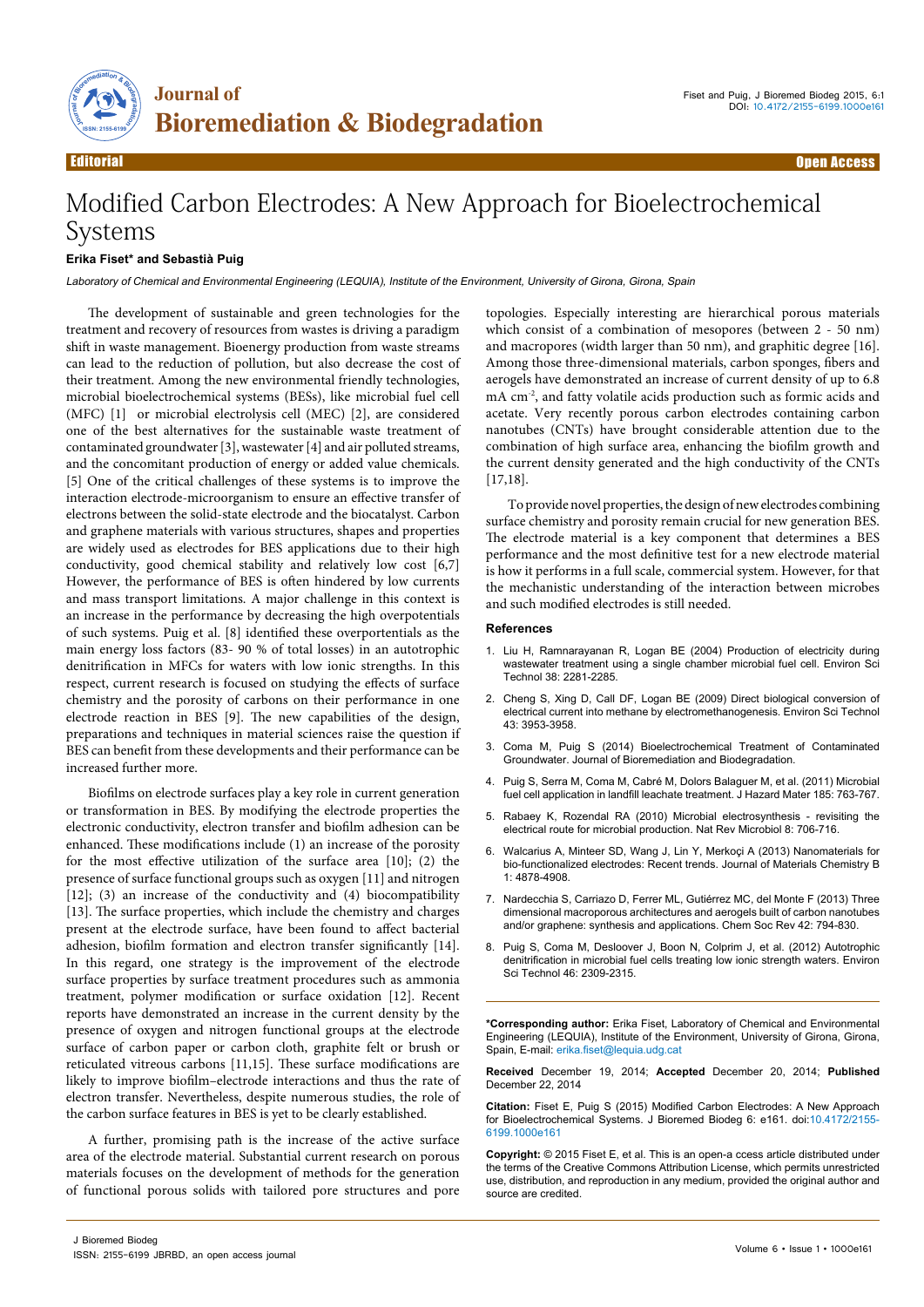Editorial

Open Access

# Modified Carbon Electrodes: A New Approach for Bioelectrochemical Systems

**Erika Fiset* and Sebastià Puig**

*Laboratory of Chemical and Environmental Engineering (LEQUIA), Institute of the Environment, University of Girona, Girona, Spain*

The development of sustainable and green technologies for the treatment and recovery of resources from wastes is driving a paradigm shift in waste management. Bioenergy production from waste streams can lead to the reduction of pollution, but also decrease the cost of their treatment. Among the new environmental friendly technologies, microbial bioelectrochemical systems (BESs), like microbial fuel cell (MFC) [1] or microbial electrolysis cell (MEC) [2], are considered one of the best alternatives for the sustainable waste treatment of contaminated groundwater [3], wastewater [4] and air polluted streams, and the concomitant production of energy or added value chemicals. [5] One of the critical challenges of these systems is to improve the interaction electrode-microorganism to ensure an effective transfer of electrons between the solid-state electrode and the biocatalyst. Carbon and graphene materials with various structures, shapes and properties are widely used as electrodes for BES applications due to their high conductivity, good chemical stability and relatively low cost [6,7] However, the performance of BES is often hindered by low currents and mass transport limitations. A major challenge in this context is an increase in the performance by decreasing the high overpotentials of such systems. Puig et al. [8] identified these overpotentials as the main energy loss factors (83- 90 % of total losses) in an autotrophic denitrification in MFCs for waters with low ionic strengths. In this respect, current research is focused on studying the effects of surface chemistry and the porosity of carbons on their performance in one electrode reaction in BES [9]. The new capabilities of the design, preparations and techniques in material sciences raise the question if BES can benefit from these developments and their performance can be increased further more.

Biofilms on electrode surfaces play a key role in current generation or transformation in BES. By modifying the electrode properties the electronic conductivity, electron transfer and biofilm adhesion can be enhanced. These modifications include (1) an increase of the porosity for the most effective utilization of the surface area [10]; (2) the presence of surface functional groups such as oxygen [11] and nitrogen [12]; (3) an increase of the conductivity and (4) biocompatibility [13]. The surface properties, which include the chemistry and charges present at the electrode surface, have been found to affect bacterial adhesion, biofilm formation and electron transfer significantly [14]. In this regard, one strategy is the improvement of the electrode surface properties by surface treatment procedures such as ammonia treatment, polymer modification or surface oxidation [12]. Recent reports have demonstrated an increase in the current density by the presence of oxygen and nitrogen functional groups at the electrode surface of carbon paper or carbon cloth, graphite felt or brush or reticulated vitreous carbons [11,15]. These surface modifications are likely to improve biofilm–electrode interactions and thus the rate of electron transfer. Nevertheless, despite numerous studies, the role of the carbon surface features in BES is yet to be clearly established.

A further, promising path is the increase of the active surface area of the electrode material. Substantial current research on porous materials focuses on the development of methods for the generation of functional porous solids with tailored pore structures and pore topologies. Especially interesting are hierarchical porous materials which consist of a combination of mesopores (between 2 - 50 nm) and macropores (width larger than 50 nm), and graphitic degree [16]. Among those three-dimensional materials, carbon sponges, fibers and aerogels have demonstrated an increase of current density of up to 6.8 mA $cm^{-2}$, and fatty volatile acids production such as formic acids and acetate. Very recently porous carbon electrodes containing carbon nanotubes (CNTs) have brought considerable attention due to the combination of high surface area, enhancing the biofilm growth and the current density generated and the high conductivity of the CNTs [17,18].

To provide novel properties, the design of new electrodes combining surface chemistry and porosity remain crucial for new generation BES. The electrode material is a key component that determines a BES performance and the most definitive test for a new electrode material is how it performs in a full scale, commercial system. However, for that the mechanistic understanding of the interaction between microbes and such modified electrodes is still needed.

## References

1. Liu H, Ramnarayanan R, Logan BE (2004) Production of electricity during wastewater treatment using a single chamber microbial fuel cell. Environ Sci Technol 38: 2281-2285.
2. Cheng S, Xing D, Call DF, Logan BE (2009) Direct biological conversion of electrical current into methane by electromethanogenesis. Environ Sci Technol 43: 3953-3958.
3. Coma M, Puig S (2014) Bioelectrochemical Treatment of Contaminated Groundwater. Journal of Bioremediation and Biodegradation.
4. Puig S, Serra M, Coma M, Cabré M, Dolors Balaguer M, et al. (2011) Microbial fuel cell application in landfill leachate treatment. J Hazard Mater 185: 763-767.
5. Rabaey K, Rozendal RA (2010) Microbial electrosynthesis - revisiting the electrical route for microbial production. Nat Rev Microbiol 8: 706-716.
6. Walcarius A, Minteer SD, Wang J, Lin Y, Merkoçi A (2013) Nanomaterials for bio-functionalized electrodes: Recent trends. Journal of Materials Chemistry B 1: 4878-4908.
7. Nardecchia S, Carriazo D, Ferrer ML, Gutiérrez MC, del Monte F (2013) Three dimensional macroporous architectures and aerogels built of carbon nanotubes and/or graphene: synthesis and applications. Chem Soc Rev 42: 794-830.
8. Puig S, Coma M, Desloover J, Boon N, Colprim J, et al. (2012) Autotrophic denitrification in microbial fuel cells treating low ionic strength waters. Environ Sci Technol 46: 2309-2315.

**\*Corresponding author:** Erika Fiset, Laboratory of Chemical and Environmental Engineering (LEQUIA), Institute of the Environment, University of Girona, Girona, Spain, E-mail: erika.fiset@lequia.udg.cat

**Received** December 19, 2014; **Accepted** December 20, 2014; **Published** December 22, 2014

**Citation:** Fiset E, Puig S (2015) Modified Carbon Electrodes: A New Approach for Bioelectrochemical Systems. J Bioremed Biodeg 6: e161. doi:10.4172/2155-6199.1000e161

**Copyright:** © 2015 Fiset E, et al. This is an open-a ccess article distributed under the terms of the Creative Commons Attribution License, which permits unrestricted use, distribution, and reproduction in any medium, provided the original author and source are credited.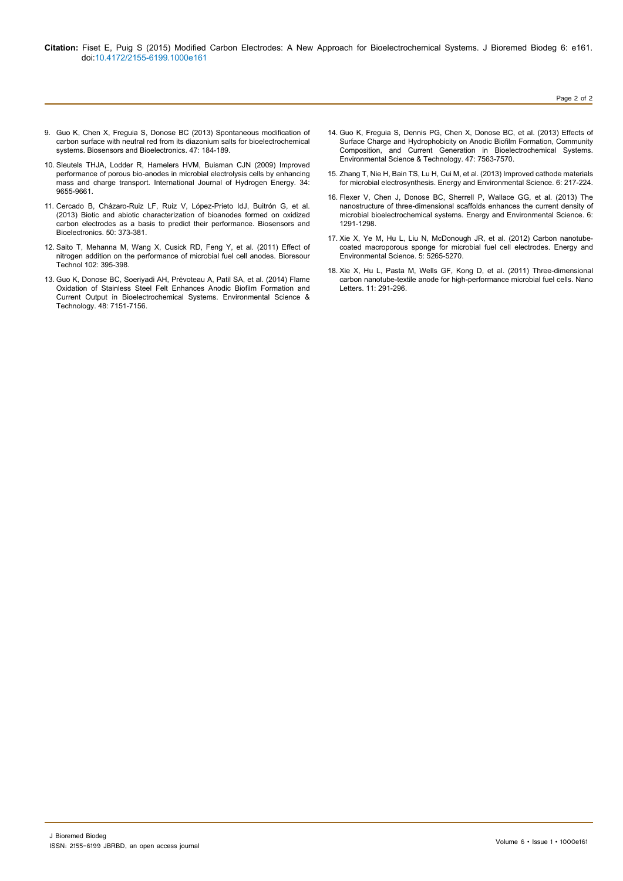9. Guo K, Chen X, Freguia S, Donose BC (2013) Spontaneous modification of carbon surface with neutral red from its diazonium salts for bioelectrochemical systems. Biosensors and Bioelectronics. 47: 184-189.

10. Sleutels THJA, Lodder R, Hamelers HVM, Buisman CJN (2009) Improved performance of porous bio-anodes in microbial electrolysis cells by enhancing mass and charge transport. International Journal of Hydrogen Energy. 34: 9655-9661.

11. Cercado B, Cházaro-Ruiz LF, Ruiz V, López-Prieto IdJ, Buitrón G, et al. (2013) Biotic and abiotic characterization of bioanodes formed on oxidized carbon electrodes as a basis to predict their performance. Biosensors and Bioelectronics. 50: 373-381.

12. Saito T, Mehanna M, Wang X, Cusick RD, Feng Y, et al. (2011) Effect of nitrogen addition on the performance of microbial fuel cell anodes. Bioresour Technol 102: 395-398.

13. Guo K, Donose BC, Soeriyadi AH, Prévoteau A, Patil SA, et al. (2014) Flame Oxidation of Stainless Steel Felt Enhances Anodic Biofilm Formation and Current Output in Bioelectrochemical Systems. Environmental Science & Technology. 48: 7151-7156.

14. Guo K, Freguia S, Dennis PG, Chen X, Donose BC, et al. (2013) Effects of Surface Charge and Hydrophobicity on Anodic Biofilm Formation, Community Composition, and Current Generation in Bioelectrochemical Systems. Environmental Science & Technology. 47: 7563-7570.

15. Zhang T, Nie H, Bain TS, Lu H, Cui M, et al. (2013) Improved cathode materials for microbial electrosynthesis. Energy and Environmental Science. 6: 217-224.

16. Flexer V, Chen J, Donose BC, Sherrell P, Wallace GG, et al. (2013) The nanostructure of three-dimensional scaffolds enhances the current density of microbial bioelectrochemical systems. Energy and Environmental Science. 6: 1291-1298.

17. Xie X, Ye M, Hu L, Liu N, McDonough JR, et al. (2012) Carbon nanotube-coated macroporous sponge for microbial fuel cell electrodes. Energy and Environmental Science. 5: 5265-5270.

18. Xie X, Hu L, Pasta M, Wells GF, Kong D, et al. (2011) Three-dimensional carbon nanotube-textile anode for high-performance microbial fuel cells. Nano Letters. 11: 291-296.